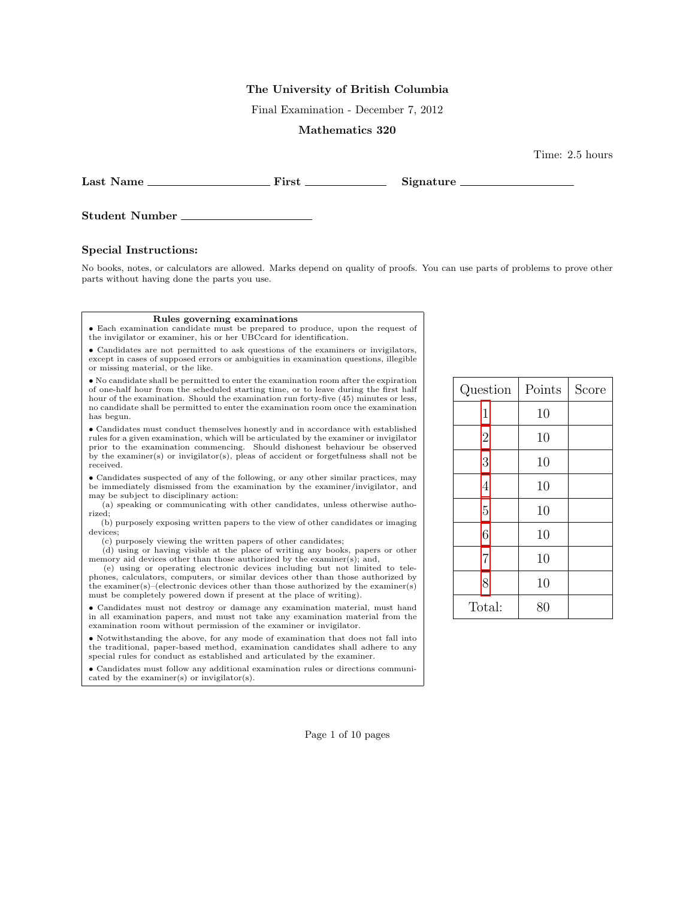**The University of British Columbia**

Final Examination - December 7, 2012

**Mathematics 320**

Time: 2.5 hours

**Last Name** \_\_\_\_\_\_\_\_\_\_\_\_\_\_\_\_\_\_\_\_ **First** \_\_\_\_\_\_\_\_\_\_\_\_ **Signature** \_\_\_\_\_\_\_\_\_\_\_\_\_\_\_\_\_\_

**Student Number** \_\_\_\_\_\_\_\_\_\_\_\_\_\_\_\_\_\_\_\_

### Special Instructions:

No books, notes, or calculators are allowed. Marks depend on quality of proofs. You can use parts of problems to prove other parts without having done the parts you use.

**Rules governing examinations**

- Each examination candidate must be prepared to produce, upon the request of the invigilator or examiner, his or her UBCcard for identification.
- Candidates are not permitted to ask questions of the examiners or invigilators, except in cases of supposed errors or ambiguities in examination questions, illegible or missing material, or the like.
- No candidate shall be permitted to enter the examination room after the expiration of one-half hour from the scheduled starting time, or to leave during the first half hour of the examination. Should the examination run forty-five (45) minutes or less, no candidate shall be permitted to enter the examination room once the examination has begun.
- Candidates must conduct themselves honestly and in accordance with established rules for a given examination, which will be articulated by the examiner or invigilator prior to the examination commencing. Should dishonest behaviour be observed by the examiner(s) or invigilator(s), pleas of accident or forgetfulness shall not be received.
- Candidates suspected of any of the following, or any other similar practices, may be immediately dismissed from the examination by the examiner/invigilator, and may be subject to disciplinary action:
  (a) speaking or communicating with other candidates, unless otherwise authorized;
  (b) purposely exposing written papers to the view of other candidates or imaging devices;
  (c) purposely viewing the written papers of other candidates;
  (d) using or having visible at the place of writing any books, papers or other memory aid devices other than those authorized by the examiner(s); and,
  (e) using or operating electronic devices including but not limited to telephones, calculators, computers, or similar devices other than those authorized by the examiner(s)–(electronic devices other than those authorized by the examiner(s) must be completely powered down if present at the place of writing).
- Candidates must not destroy or damage any examination material, must hand in all examination papers, and must not take any examination material from the examination room without permission of the examiner or invigilator.
- Notwithstanding the above, for any mode of examination that does not fall into the traditional, paper-based method, examination candidates shall adhere to any special rules for conduct as established and articulated by the examiner.
- Candidates must follow any additional examination rules or directions communicated by the examiner(s) or invigilator(s).

| Question | Points | Score |
|---|---|---|
| 1 | 10 | |
| 2 | 10 | |
| 3 | 10 | |
| 4 | 10 | |
| 5 | 10 | |
| 6 | 10 | |
| 7 | 10 | |
| 8 | 10 | |
| Total: | 80 | |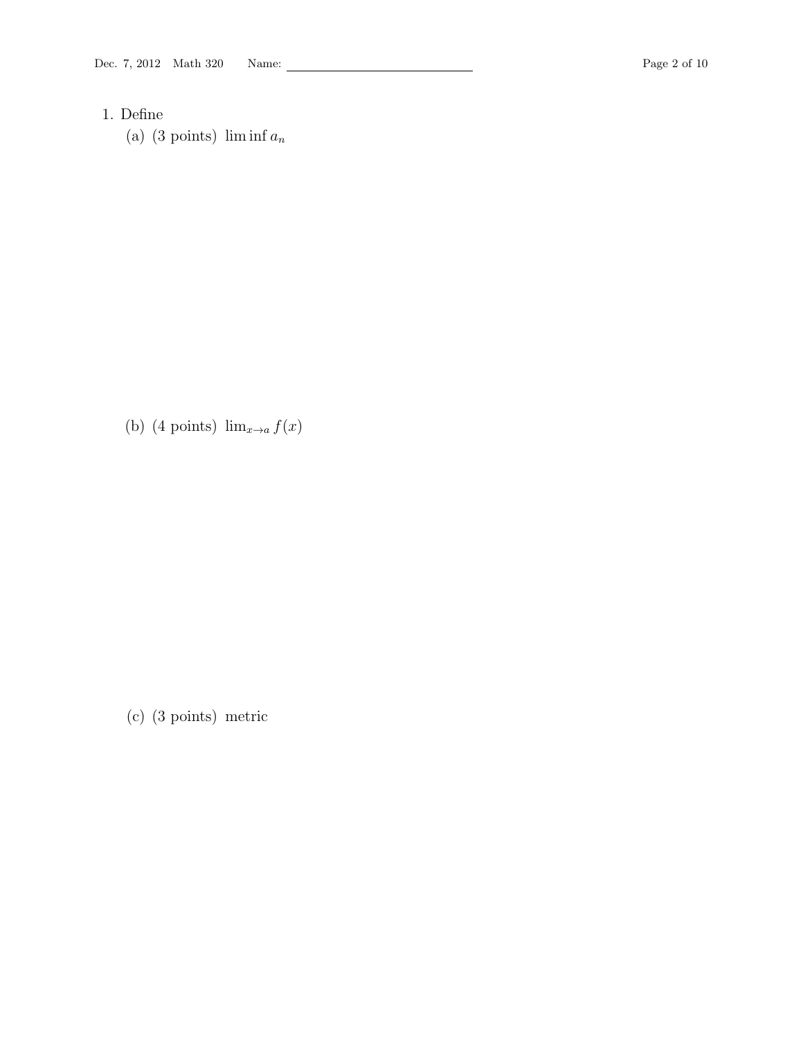1. Define

   (a) (3 points) $\liminf a_n$

   (b) (4 points) $\lim_{x \to a} f(x)$

   (c) (3 points) metric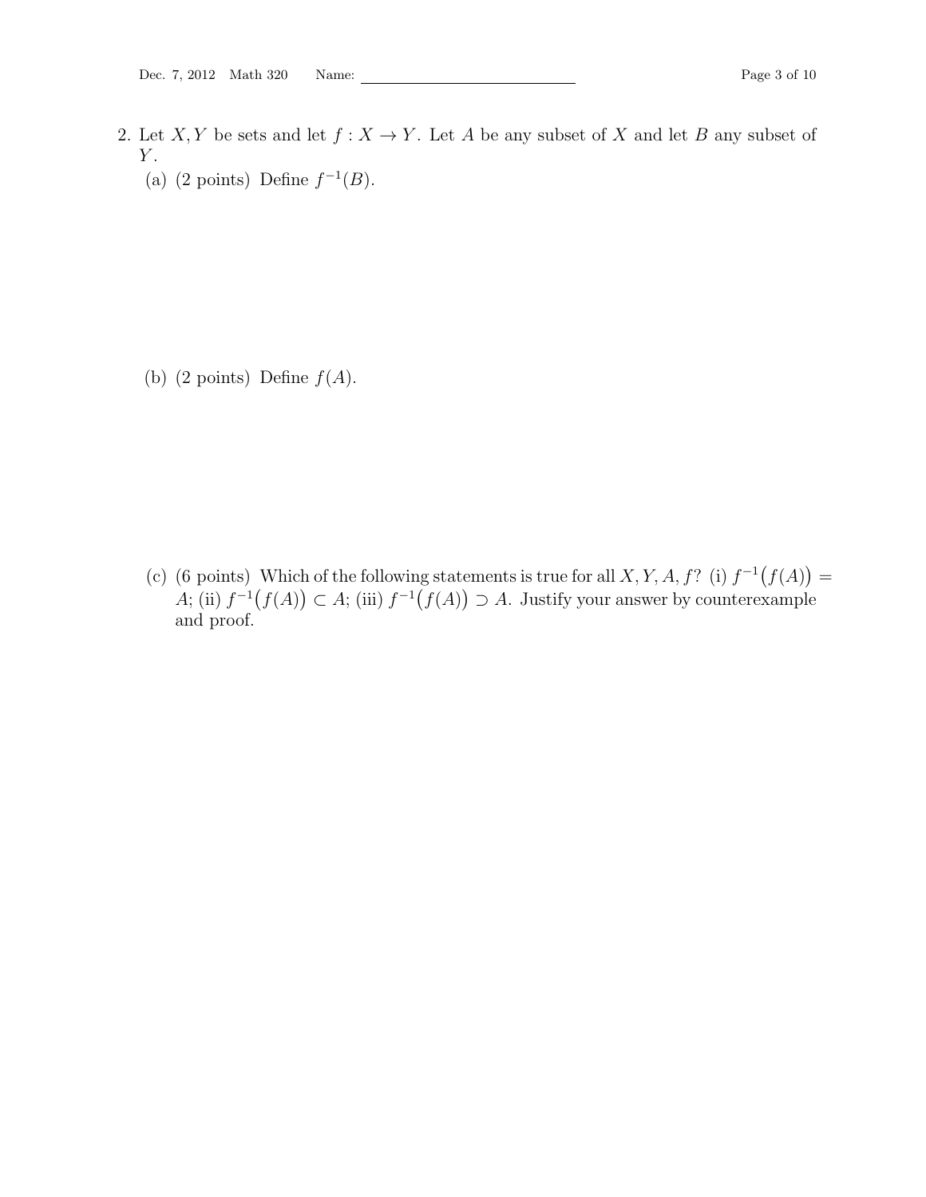2. Let $X, Y$ be sets and let $f : X \to Y$. Let $A$ be any subset of $X$ and let $B$ any subset of $Y$.

   (a) (2 points) Define $f^{-1}(B)$.

   (b) (2 points) Define $f(A)$.

   (c) (6 points) Which of the following statements is true for all $X, Y, A, f$? (i) $f^{-1}\big(f(A)\big) = A$; (ii) $f^{-1}\big(f(A)\big) \subset A$; (iii) $f^{-1}\big(f(A)\big) \supset A$. Justify your answer by counterexample and proof.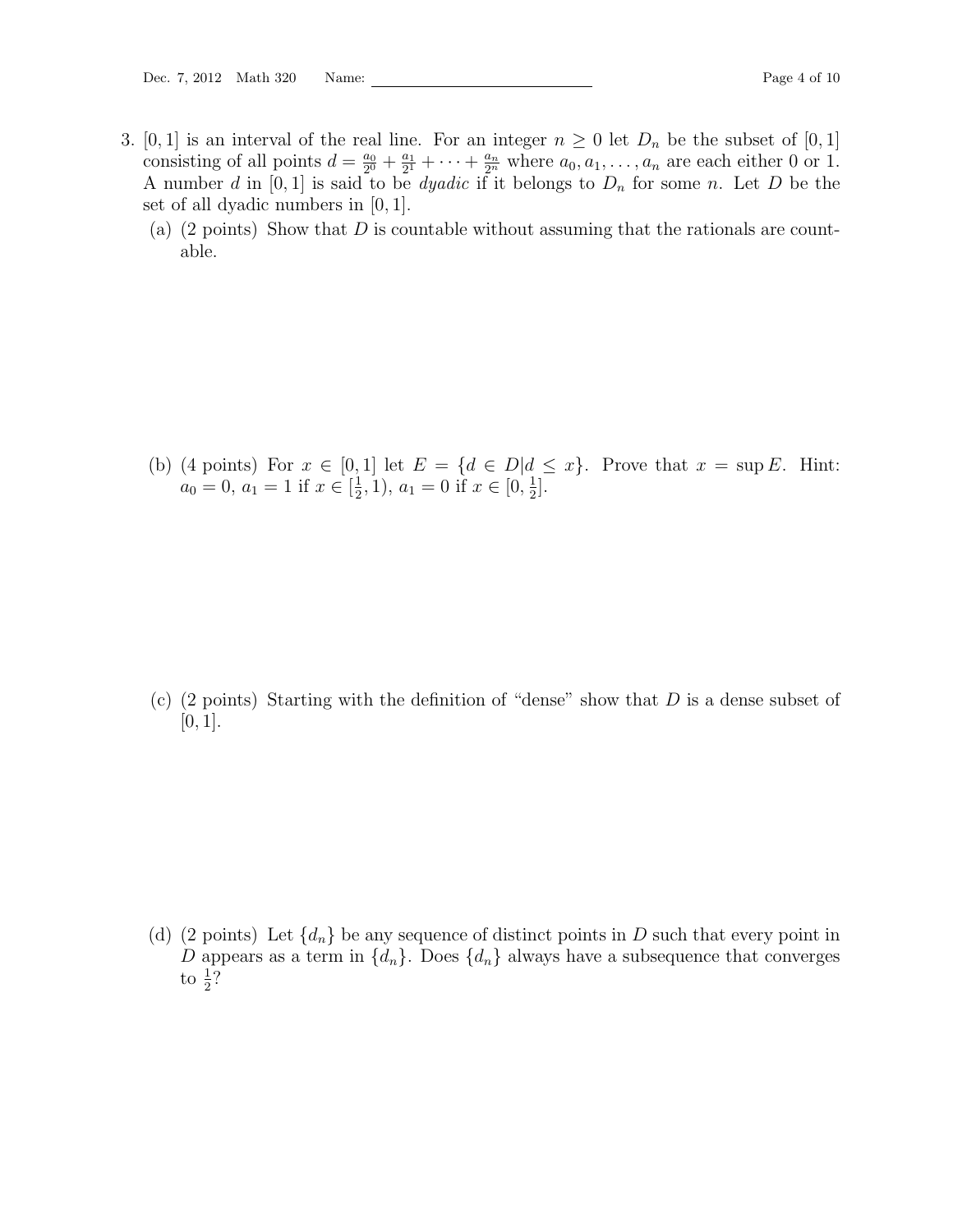3. $[0, 1]$ is an interval of the real line. For an integer $n \geq 0$ let $D_n$ be the subset of $[0, 1]$ consisting of all points $d = \frac{a_0}{2^0} + \frac{a_1}{2^1} + \cdots + \frac{a_n}{2^n}$ where $a_0, a_1, \ldots, a_n$ are each either 0 or 1. A number $d$ in $[0, 1]$ is said to be *dyadic* if it belongs to $D_n$ for some $n$. Let $D$ be the set of all dyadic numbers in $[0, 1]$.

   (a) (2 points) Show that $D$ is countable without assuming that the rationals are countable.

   (b) (4 points) For $x \in [0, 1]$ let $E = \{d \in D | d \leq x\}$. Prove that $x = \sup E$. Hint: $a_0 = 0$, $a_1 = 1$ if $x \in [\frac{1}{2}, 1)$, $a_1 = 0$ if $x \in [0, \frac{1}{2}]$.

   (c) (2 points) Starting with the definition of "dense" show that $D$ is a dense subset of $[0, 1]$.

   (d) (2 points) Let $\{d_n\}$ be any sequence of distinct points in $D$ such that every point in $D$ appears as a term in $\{d_n\}$. Does $\{d_n\}$ always have a subsequence that converges to $\frac{1}{2}$?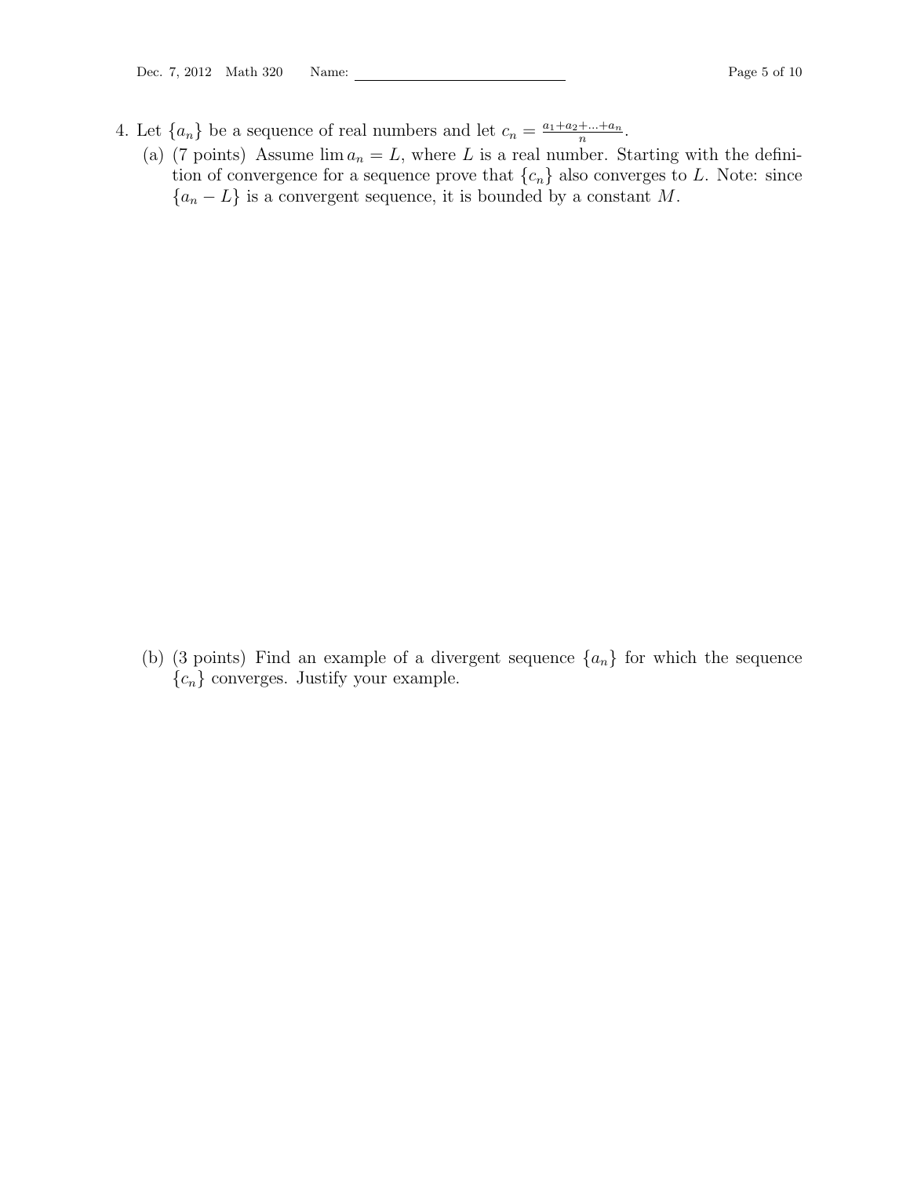4. Let $\{a_n\}$ be a sequence of real numbers and let $c_n = \frac{a_1+a_2+...+a_n}{n}$.

   (a) (7 points) Assume $\lim a_n = L$, where $L$ is a real number. Starting with the definition of convergence for a sequence prove that $\{c_n\}$ also converges to $L$. Note: since $\{a_n - L\}$ is a convergent sequence, it is bounded by a constant $M$.

   (b) (3 points) Find an example of a divergent sequence $\{a_n\}$ for which the sequence $\{c_n\}$ converges. Justify your example.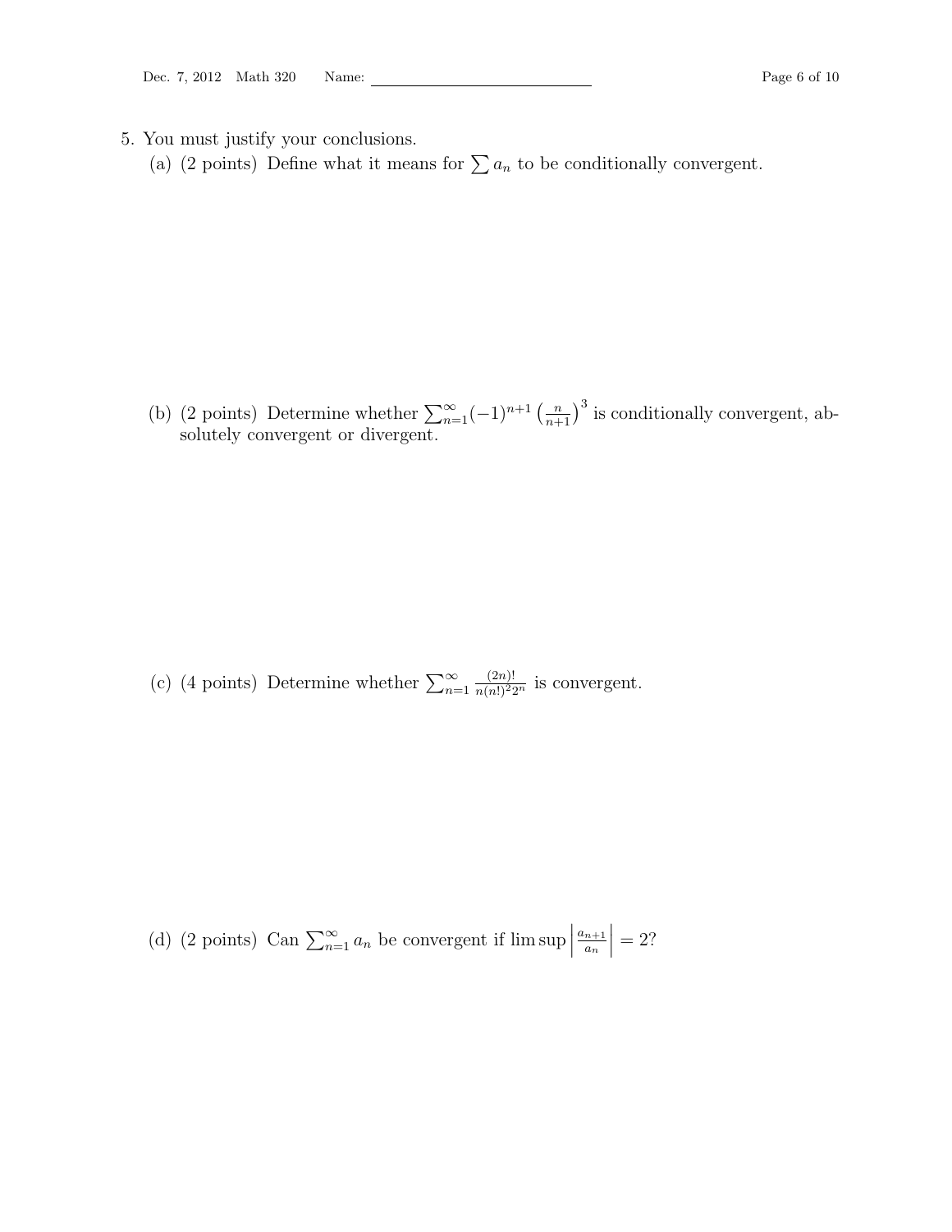5. You must justify your conclusions.

(a) (2 points) Define what it means for $\sum a_n$ to be conditionally convergent.

(b) (2 points) Determine whether $\sum_{n=1}^{\infty} (-1)^{n+1} \left(\frac{n}{n+1}\right)^3$ is conditionally convergent, absolutely convergent or divergent.

(c) (4 points) Determine whether $\sum_{n=1}^{\infty} \frac{(2n)!}{n(n!)^2 2^n}$ is convergent.

(d) (2 points) Can $\sum_{n=1}^{\infty} a_n$ be convergent if $\limsup \left| \frac{a_{n+1}}{a_n} \right| = 2$?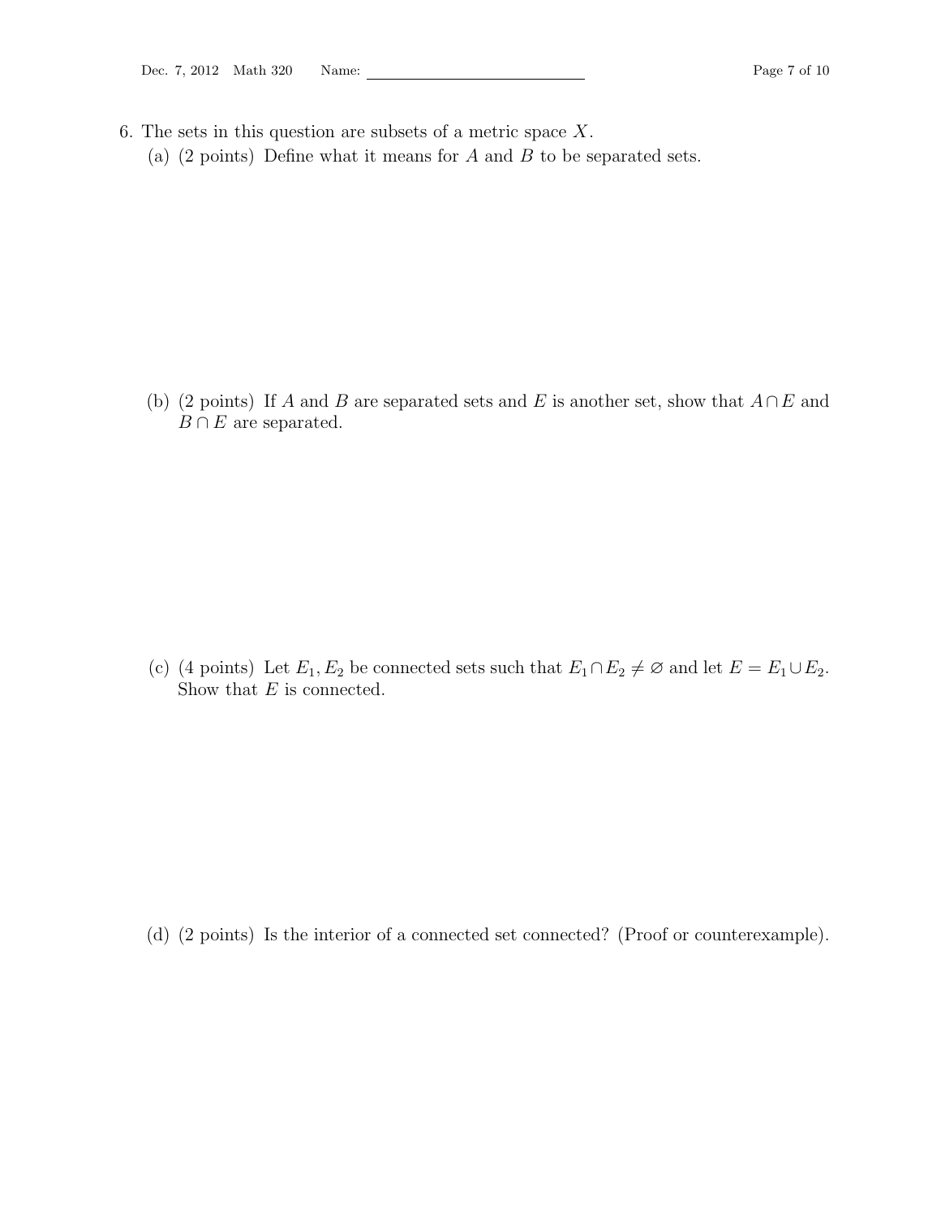6. The sets in this question are subsets of a metric space $X$.

   (a) (2 points) Define what it means for $A$ and $B$ to be separated sets.

   (b) (2 points) If $A$ and $B$ are separated sets and $E$ is another set, show that $A \cap E$ and $B \cap E$ are separated.

   (c) (4 points) Let $E_1, E_2$ be connected sets such that $E_1 \cap E_2 \neq \varnothing$ and let $E = E_1 \cup E_2$. Show that $E$ is connected.

   (d) (2 points) Is the interior of a connected set connected? (Proof or counterexample).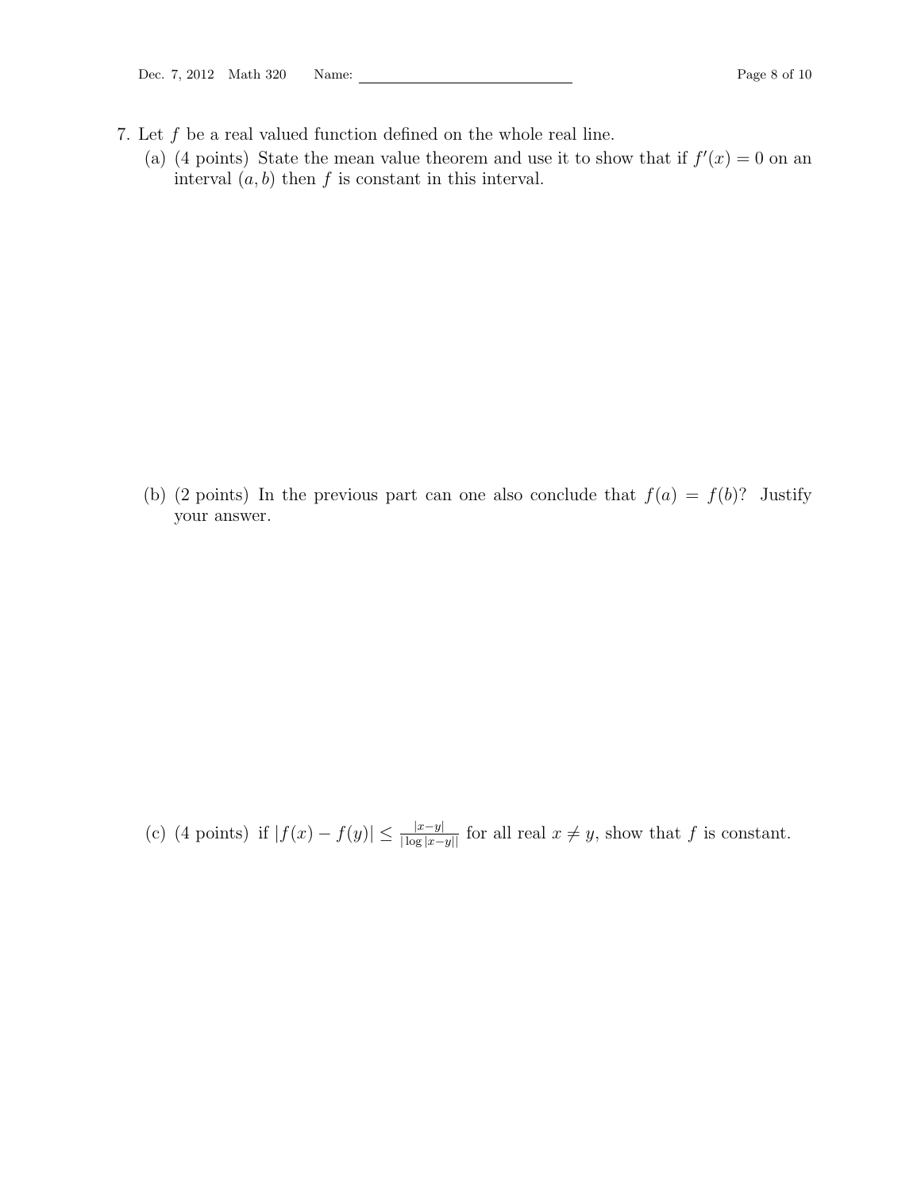7. Let $f$ be a real valued function defined on the whole real line.

   (a) (4 points) State the mean value theorem and use it to show that if $f'(x) = 0$ on an interval $(a, b)$ then $f$ is constant in this interval.

   (b) (2 points) In the previous part can one also conclude that $f(a) = f(b)$? Justify your answer.

   (c) (4 points) if $|f(x) - f(y)| \leq \frac{|x-y|}{|\log |x-y||}$ for all real $x \neq y$, show that $f$ is constant.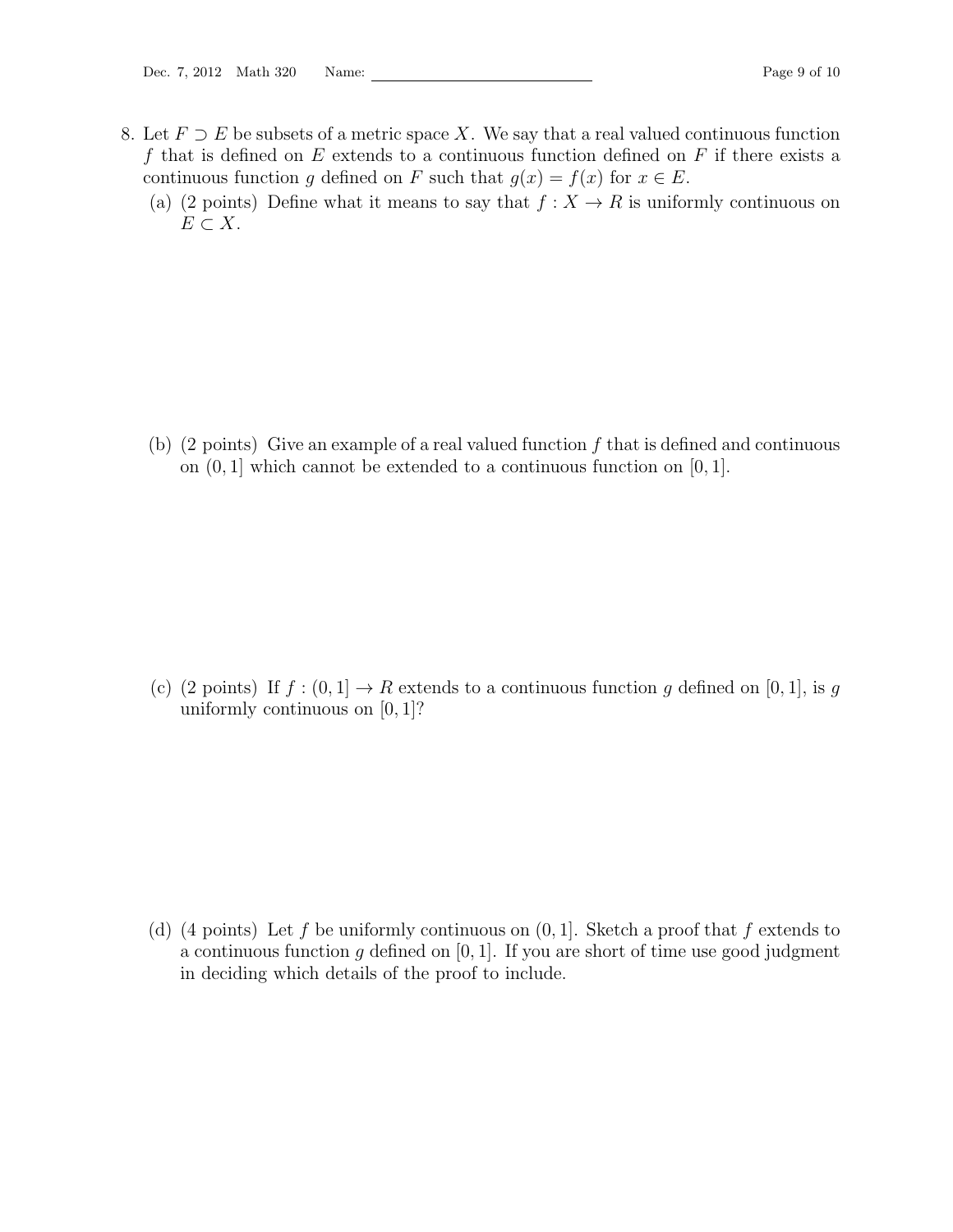8. Let $F \supset E$ be subsets of a metric space $X$. We say that a real valued continuous function $f$ that is defined on $E$ extends to a continuous function defined on $F$ if there exists a continuous function $g$ defined on $F$ such that $g(x) = f(x)$ for $x \in E$.

   (a) (2 points) Define what it means to say that $f : X \to R$ is uniformly continuous on $E \subset X$.

   (b) (2 points) Give an example of a real valued function $f$ that is defined and continuous on $(0, 1]$ which cannot be extended to a continuous function on $[0, 1]$.

   (c) (2 points) If $f : (0, 1] \to R$ extends to a continuous function $g$ defined on $[0, 1]$, is $g$ uniformly continuous on $[0, 1]$?

   (d) (4 points) Let $f$ be uniformly continuous on $(0, 1]$. Sketch a proof that $f$ extends to a continuous function $g$ defined on $[0, 1]$. If you are short of time use good judgment in deciding which details of the proof to include.